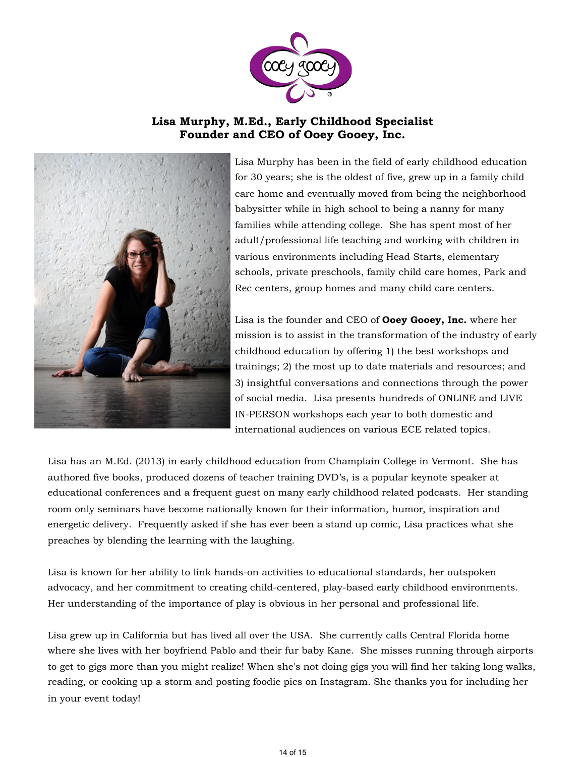**Lisa Murphy, M.Ed., Early Childhood Specialist**
**Founder and CEO of Ooey Gooey, Inc.**

Lisa Murphy has been in the field of early childhood education for 30 years; she is the oldest of five, grew up in a family child care home and eventually moved from being the neighborhood babysitter while in high school to being a nanny for many families while attending college. She has spent most of her adult/professional life teaching and working with children in various environments including Head Starts, elementary schools, private preschools, family child care homes, Park and Rec centers, group homes and many child care centers.

Lisa is the founder and CEO of **Ooey Gooey, Inc.** where her mission is to assist in the transformation of the industry of early childhood education by offering 1) the best workshops and trainings; 2) the most up to date materials and resources; and 3) insightful conversations and connections through the power of social media. Lisa presents hundreds of ONLINE and LIVE IN-PERSON workshops each year to both domestic and international audiences on various ECE related topics.

Lisa has an M.Ed. (2013) in early childhood education from Champlain College in Vermont. She has authored five books, produced dozens of teacher training DVD's, is a popular keynote speaker at educational conferences and a frequent guest on many early childhood related podcasts. Her standing room only seminars have become nationally known for their information, humor, inspiration and energetic delivery. Frequently asked if she has ever been a stand up comic, Lisa practices what she preaches by blending the learning with the laughing.

Lisa is known for her ability to link hands-on activities to educational standards, her outspoken advocacy, and her commitment to creating child-centered, play-based early childhood environments. Her understanding of the importance of play is obvious in her personal and professional life.

Lisa grew up in California but has lived all over the USA. She currently calls Central Florida home where she lives with her boyfriend Pablo and their fur baby Kane. She misses running through airports to get to gigs more than you might realize! When she's not doing gigs you will find her taking long walks, reading, or cooking up a storm and posting foodie pics on Instagram. She thanks you for including her in your event today!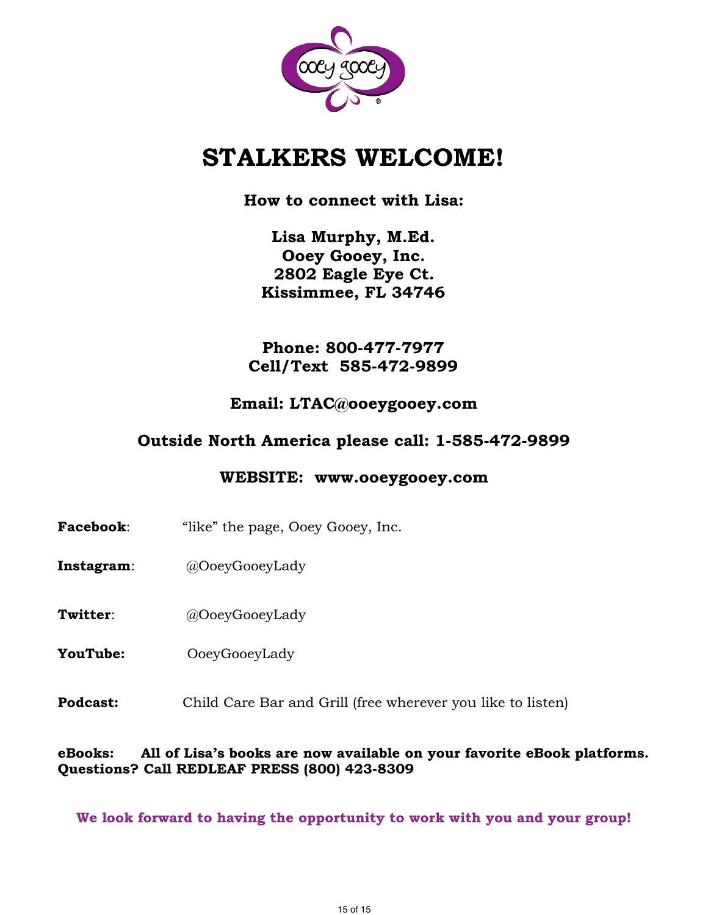# STALKERS WELCOME!

**How to connect with Lisa:**

**Lisa Murphy, M.Ed.**
**Ooey Gooey, Inc.**
**2802 Eagle Eye Ct.**
**Kissimmee, FL 34746**

**Phone: 800-477-7977**
**Cell/Text 585-472-9899**

**Email: LTAC@ooeygooey.com**

**Outside North America please call: 1-585-472-9899**

**WEBSITE: www.ooeygooey.com**

**Facebook**: "like" the page, Ooey Gooey, Inc.

**Instagram**: @OoeyGooeyLady

**Twitter**: @OoeyGooeyLady

**YouTube:** OoeyGooeyLady

**Podcast:** Child Care Bar and Grill (free wherever you like to listen)

**eBooks: All of Lisa's books are now available on your favorite eBook platforms. Questions? Call REDLEAF PRESS (800) 423-8309**

**We look forward to having the opportunity to work with you and your group!**